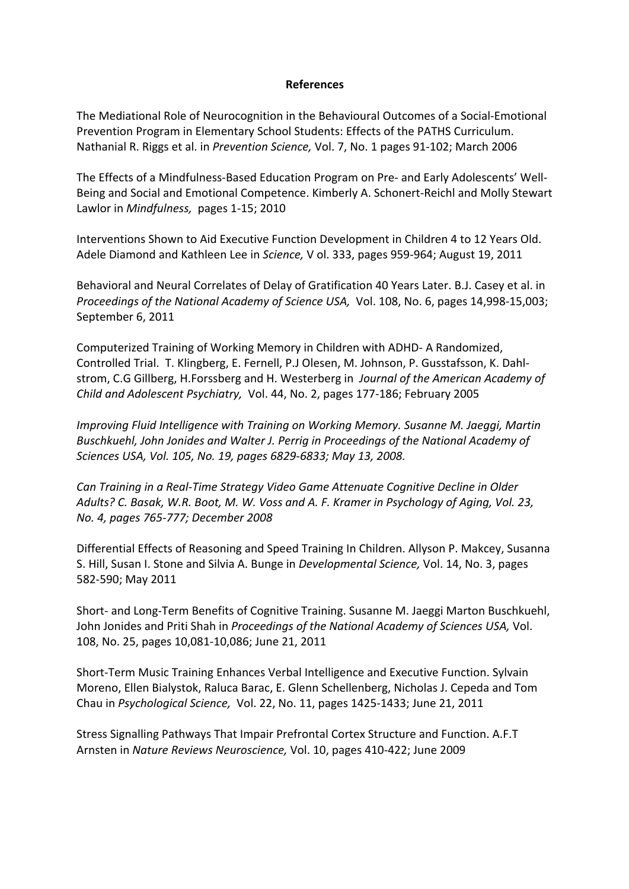**References**

The Mediational Role of Neurocognition in the Behavioural Outcomes of a Social-Emotional Prevention Program in Elementary School Students: Effects of the PATHS Curriculum. Nathanial R. Riggs et al. in *Prevention Science,* Vol. 7, No. 1 pages 91-102; March 2006

The Effects of a Mindfulness-Based Education Program on Pre- and Early Adolescents' Well-Being and Social and Emotional Competence. Kimberly A. Schonert-Reichl and Molly Stewart Lawlor in *Mindfulness,* pages 1-15; 2010

Interventions Shown to Aid Executive Function Development in Children 4 to 12 Years Old. Adele Diamond and Kathleen Lee in *Science,* V ol. 333, pages 959-964; August 19, 2011

Behavioral and Neural Correlates of Delay of Gratification 40 Years Later. B.J. Casey et al. in *Proceedings of the National Academy of Science USA,* Vol. 108, No. 6, pages 14,998-15,003; September 6, 2011

Computerized Training of Working Memory in Children with ADHD- A Randomized, Controlled Trial. T. Klingberg, E. Fernell, P.J Olesen, M. Johnson, P. Gusstafsson, K. Dahl-strom, C.G Gillberg, H.Forssberg and H. Westerberg in *Journal of the American Academy of Child and Adolescent Psychiatry,* Vol. 44, No. 2, pages 177-186; February 2005

*Improving Fluid Intelligence with Training on Working Memory. Susanne M. Jaeggi, Martin Buschkuehl, John Jonides and Walter J. Perrig in Proceedings of the National Academy of Sciences USA, Vol. 105, No. 19, pages 6829-6833; May 13, 2008.*

*Can Training in a Real-Time Strategy Video Game Attenuate Cognitive Decline in Older Adults? C. Basak, W.R. Boot, M. W. Voss and A. F. Kramer in Psychology of Aging, Vol. 23, No. 4, pages 765-777; December 2008*

Differential Effects of Reasoning and Speed Training In Children. Allyson P. Makcey, Susanna S. Hill, Susan I. Stone and Silvia A. Bunge in *Developmental Science,* Vol. 14, No. 3, pages 582-590; May 2011

Short- and Long-Term Benefits of Cognitive Training. Susanne M. Jaeggi Marton Buschkuehl, John Jonides and Priti Shah in *Proceedings of the National Academy of Sciences USA,* Vol. 108, No. 25, pages 10,081-10,086; June 21, 2011

Short-Term Music Training Enhances Verbal Intelligence and Executive Function. Sylvain Moreno, Ellen Bialystok, Raluca Barac, E. Glenn Schellenberg, Nicholas J. Cepeda and Tom Chau in *Psychological Science,* Vol. 22, No. 11, pages 1425-1433; June 21, 2011

Stress Signalling Pathways That Impair Prefrontal Cortex Structure and Function. A.F.T Arnsten in *Nature Reviews Neuroscience,* Vol. 10, pages 410-422; June 2009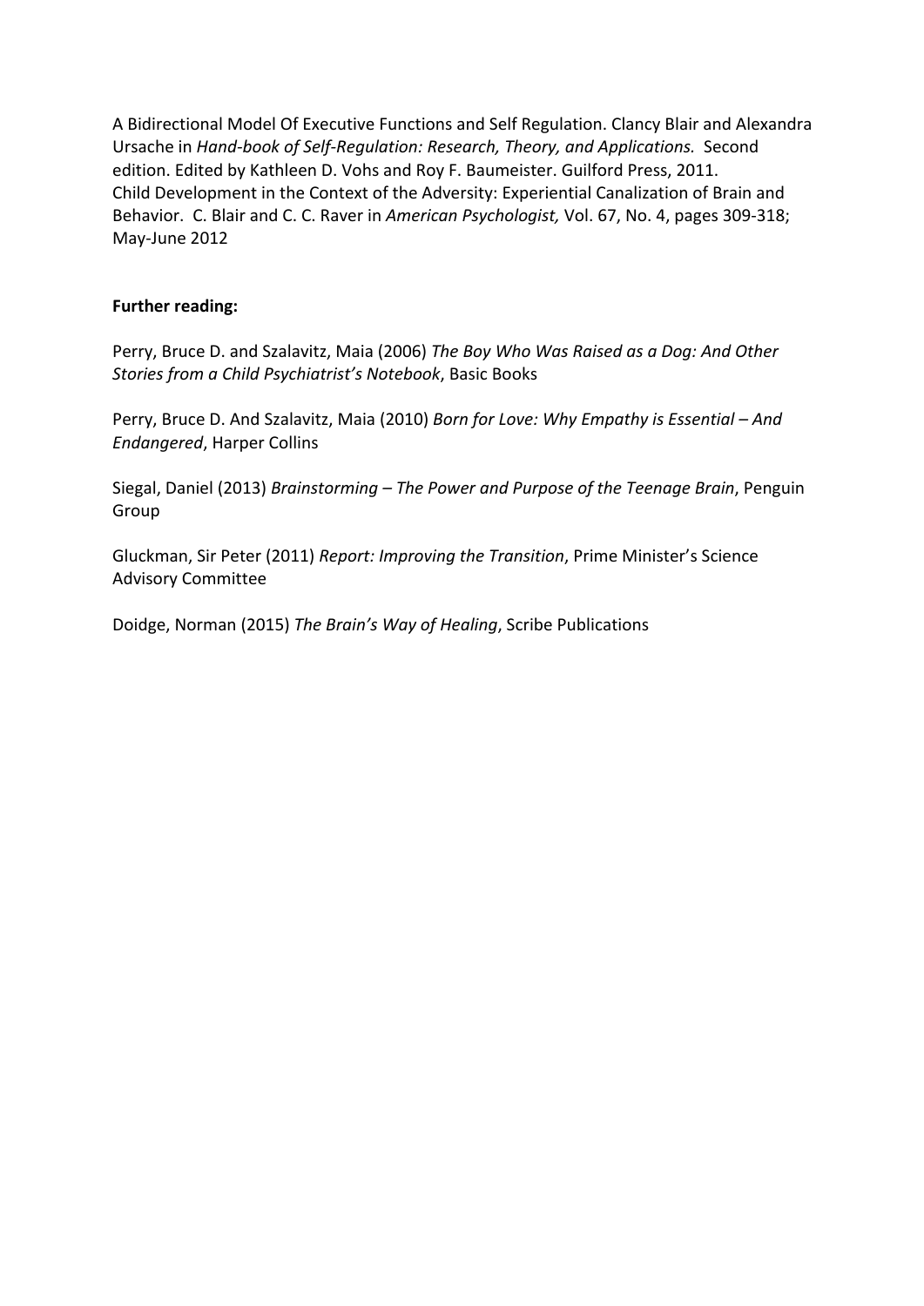A Bidirectional Model Of Executive Functions and Self Regulation. Clancy Blair and Alexandra Ursache in *Hand-book of Self-Regulation: Research, Theory, and Applications.* Second edition. Edited by Kathleen D. Vohs and Roy F. Baumeister. Guilford Press, 2011.
Child Development in the Context of the Adversity: Experiential Canalization of Brain and Behavior. C. Blair and C. C. Raver in *American Psychologist,* Vol. 67, No. 4, pages 309-318; May-June 2012

**Further reading:**

Perry, Bruce D. and Szalavitz, Maia (2006) *The Boy Who Was Raised as a Dog: And Other Stories from a Child Psychiatrist's Notebook*, Basic Books

Perry, Bruce D. And Szalavitz, Maia (2010) *Born for Love: Why Empathy is Essential – And Endangered*, Harper Collins

Siegal, Daniel (2013) *Brainstorming – The Power and Purpose of the Teenage Brain*, Penguin Group

Gluckman, Sir Peter (2011) *Report: Improving the Transition*, Prime Minister's Science Advisory Committee

Doidge, Norman (2015) *The Brain's Way of Healing*, Scribe Publications